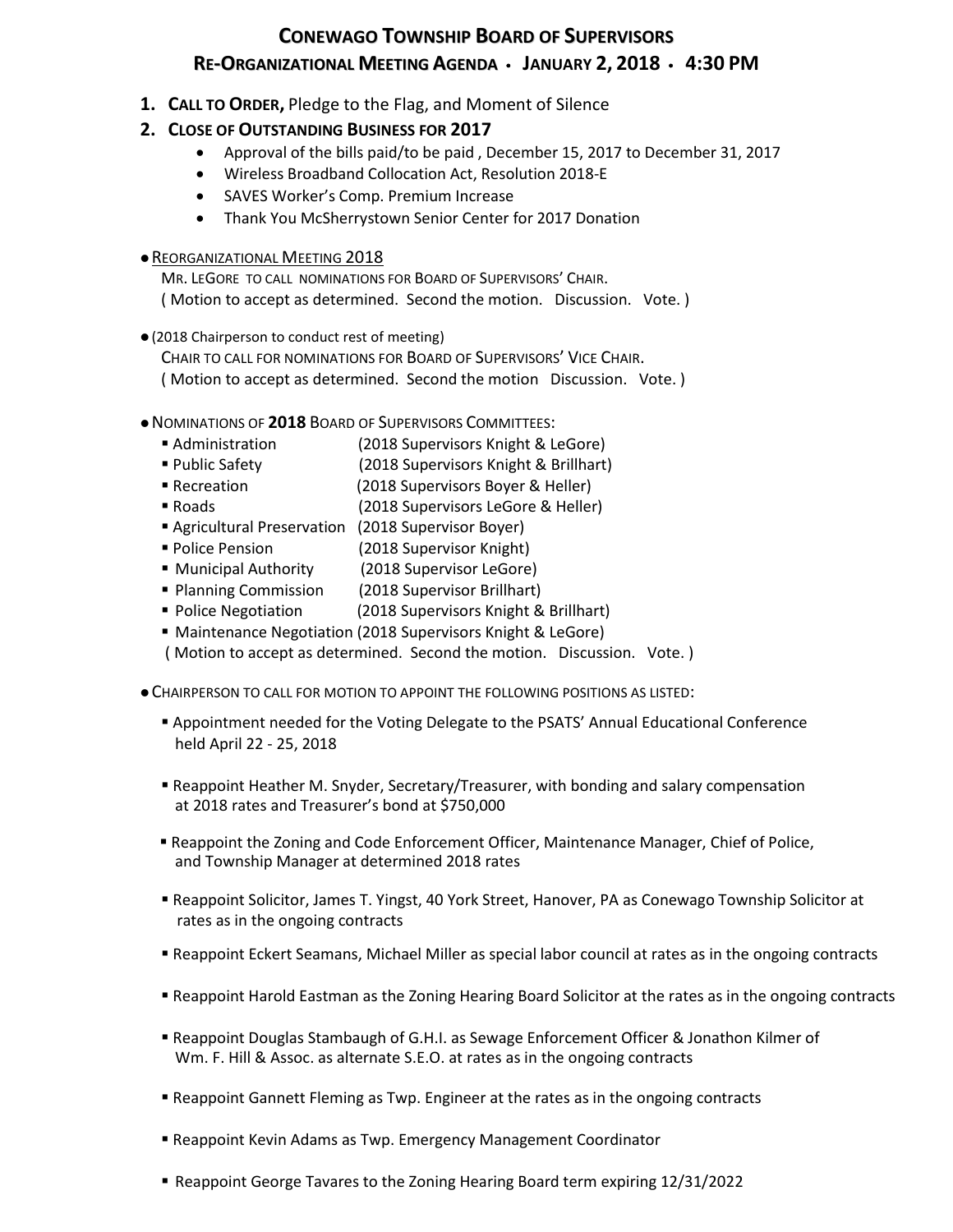# CONEWAGO TOWNSHIP BOARD OF SUPERVISORS

## RE-ORGANIZATIONAL MEETING AGENDA • JANUARY 2, 2018 • 4:30 PM

1. **CALL TO ORDER,** Pledge to the Flag, and Moment of Silence
2. **CLOSE OF OUTSTANDING BUSINESS FOR 2017**
   - Approval of the bills paid/to be paid , December 15, 2017 to December 31, 2017
   - Wireless Broadband Collocation Act, Resolution 2018-E
   - SAVES Worker's Comp. Premium Increase
   - Thank You McSherrystown Senior Center for 2017 Donation

- REORGANIZATIONAL MEETING 2018
  MR. LEGORE TO CALL NOMINATIONS FOR BOARD OF SUPERVISORS' CHAIR.
  ( Motion to accept as determined. Second the motion. Discussion. Vote. )

- (2018 Chairperson to conduct rest of meeting)
  CHAIR TO CALL FOR NOMINATIONS FOR BOARD OF SUPERVISORS' VICE CHAIR.
  ( Motion to accept as determined. Second the motion Discussion. Vote. )

- NOMINATIONS OF **2018** BOARD OF SUPERVISORS COMMITTEES:
  - Administration (2018 Supervisors Knight & LeGore)
  - Public Safety (2018 Supervisors Knight & Brillhart)
  - Recreation (2018 Supervisors Boyer & Heller)
  - Roads (2018 Supervisors LeGore & Heller)
  - Agricultural Preservation (2018 Supervisor Boyer)
  - Police Pension (2018 Supervisor Knight)
  - Municipal Authority (2018 Supervisor LeGore)
  - Planning Commission (2018 Supervisor Brillhart)
  - Police Negotiation (2018 Supervisors Knight & Brillhart)
  - Maintenance Negotiation (2018 Supervisors Knight & LeGore)

  ( Motion to accept as determined. Second the motion. Discussion. Vote. )

- CHAIRPERSON TO CALL FOR MOTION TO APPOINT THE FOLLOWING POSITIONS AS LISTED:
  - Appointment needed for the Voting Delegate to the PSATS' Annual Educational Conference held April 22 - 25, 2018
  - Reappoint Heather M. Snyder, Secretary/Treasurer, with bonding and salary compensation at 2018 rates and Treasurer's bond at $750,000
  - Reappoint the Zoning and Code Enforcement Officer, Maintenance Manager, Chief of Police, and Township Manager at determined 2018 rates
  - Reappoint Solicitor, James T. Yingst, 40 York Street, Hanover, PA as Conewago Township Solicitor at rates as in the ongoing contracts
  - Reappoint Eckert Seamans, Michael Miller as special labor council at rates as in the ongoing contracts
  - Reappoint Harold Eastman as the Zoning Hearing Board Solicitor at the rates as in the ongoing contracts
  - Reappoint Douglas Stambaugh of G.H.I. as Sewage Enforcement Officer & Jonathon Kilmer of Wm. F. Hill & Assoc. as alternate S.E.O. at rates as in the ongoing contracts
  - Reappoint Gannett Fleming as Twp. Engineer at the rates as in the ongoing contracts
  - Reappoint Kevin Adams as Twp. Emergency Management Coordinator
  - Reappoint George Tavares to the Zoning Hearing Board term expiring 12/31/2022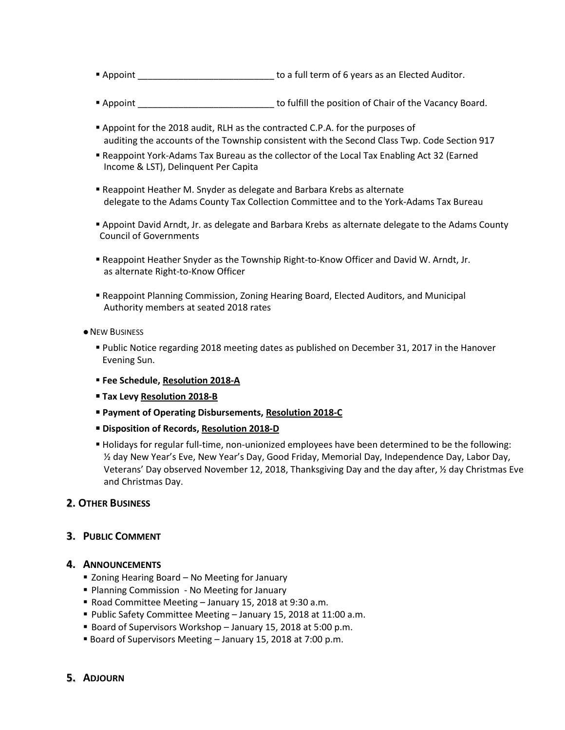- Appoint ___________________________ to a full term of 6 years as an Elected Auditor.
- Appoint ___________________________ to fulfill the position of Chair of the Vacancy Board.
- Appoint for the 2018 audit, RLH as the contracted C.P.A. for the purposes of auditing the accounts of the Township consistent with the Second Class Twp. Code Section 917
- Reappoint York-Adams Tax Bureau as the collector of the Local Tax Enabling Act 32 (Earned Income & LST), Delinquent Per Capita
- Reappoint Heather M. Snyder as delegate and Barbara Krebs as alternate delegate to the Adams County Tax Collection Committee and to the York-Adams Tax Bureau
- Appoint David Arndt, Jr. as delegate and Barbara Krebs as alternate delegate to the Adams County Council of Governments
- Reappoint Heather Snyder as the Township Right-to-Know Officer and David W. Arndt, Jr. as alternate Right-to-Know Officer
- Reappoint Planning Commission, Zoning Hearing Board, Elected Auditors, and Municipal Authority members at seated 2018 rates

- NEW BUSINESS
  - Public Notice regarding 2018 meeting dates as published on December 31, 2017 in the Hanover Evening Sun.
  - **Fee Schedule, Resolution 2018-A**
  - **Tax Levy Resolution 2018-B**
  - **Payment of Operating Disbursements, Resolution 2018-C**
  - **Disposition of Records, Resolution 2018-D**
  - Holidays for regular full-time, non-unionized employees have been determined to be the following: ½ day New Year's Eve, New Year's Day, Good Friday, Memorial Day, Independence Day, Labor Day, Veterans' Day observed November 12, 2018, Thanksgiving Day and the day after, ½ day Christmas Eve and Christmas Day.

## 2. OTHER BUSINESS

## 3. PUBLIC COMMENT

## 4. ANNOUNCEMENTS

- Zoning Hearing Board – No Meeting for January
- Planning Commission - No Meeting for January
- Road Committee Meeting – January 15, 2018 at 9:30 a.m.
- Public Safety Committee Meeting – January 15, 2018 at 11:00 a.m.
- Board of Supervisors Workshop – January 15, 2018 at 5:00 p.m.
- Board of Supervisors Meeting – January 15, 2018 at 7:00 p.m.

## 5. ADJOURN